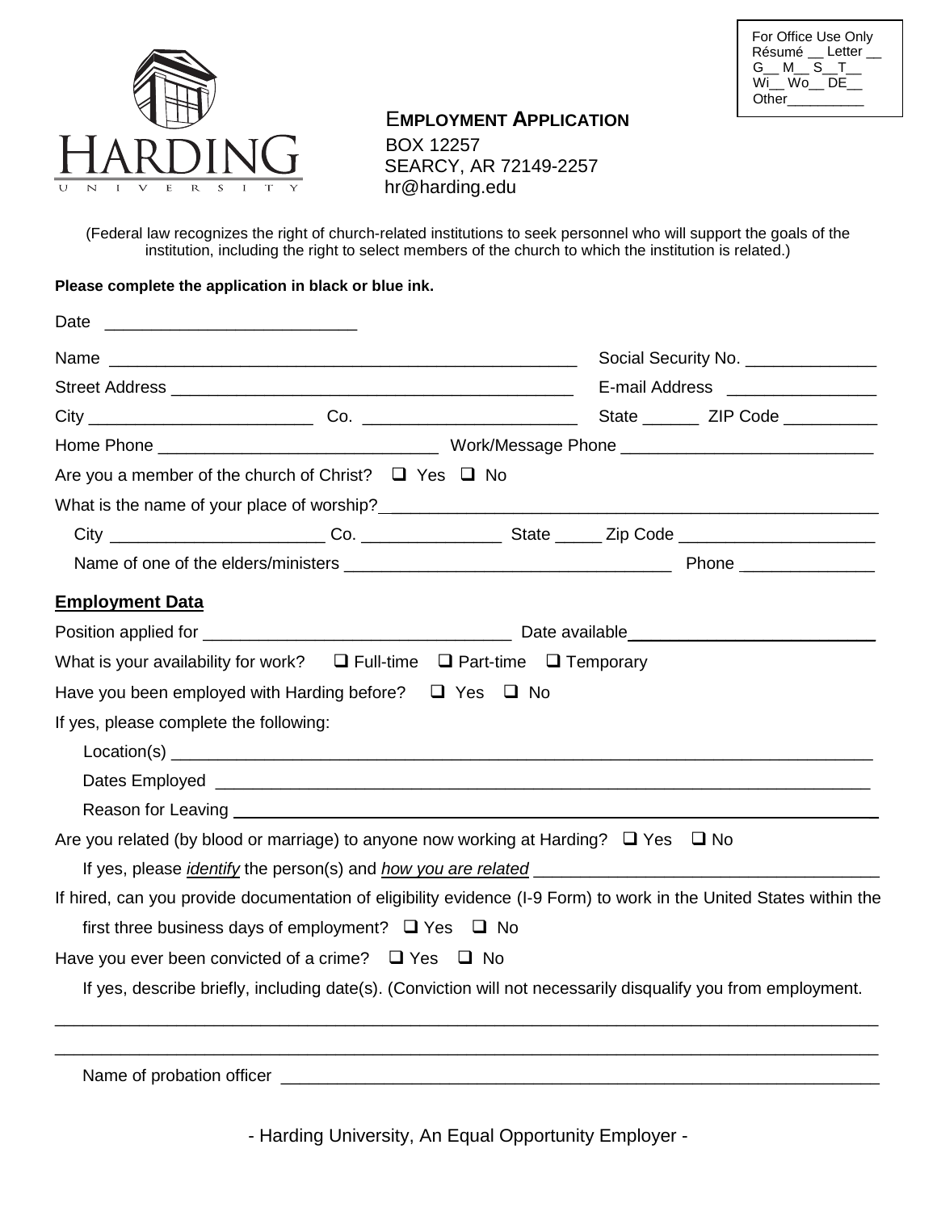For Office Use Only
Résumé __ Letter __
G__ M__ S__T__
Wi__ Wo__ DE__
Other__________

HARDING UNIVERSITY

# EMPLOYMENT APPLICATION

BOX 12257
SEARCY, AR 72149-2257
hr@harding.edu

(Federal law recognizes the right of church-related institutions to seek personnel who will support the goals of the institution, including the right to select members of the church to which the institution is related.)

**Please complete the application in black or blue ink.**

Date ___________________________

Name ___________________________________________________ Social Security No. ______________

Street Address ____________________________________________ E-mail Address ________________

City ________________________ Co. _______________________ State ______ ZIP Code __________

Home Phone _____________________________ Work/Message Phone __________________________

Are you a member of the church of Christ? ❑ Yes ❑ No

What is the name of your place of worship?_______________________________________________________

City _______________________ Co. _______________ State _____ Zip Code _____________________

Name of one of the elders/ministers ___________________________________ Phone ______________

## Employment Data

Position applied for ________________________________ Date available__________________________

What is your availability for work? ❑ Full-time ❑ Part-time ❑ Temporary

Have you been employed with Harding before? ❑ Yes ❑ No

If yes, please complete the following:

Location(s) _____________________________________________________________________________

Dates Employed _________________________________________________________________________

Reason for Leaving _______________________________________________________________________

Are you related (by blood or marriage) to anyone now working at Harding? ❑ Yes ❑ No

If yes, please *identify* the person(s) and *how you are related* _____________________________________

If hired, can you provide documentation of eligibility evidence (I-9 Form) to work in the United States within the first three business days of employment? ❑ Yes ❑ No

Have you ever been convicted of a crime? ❑ Yes ❑ No

If yes, describe briefly, including date(s). (Conviction will not necessarily disqualify you from employment.

_________________________________________________________________________________________

_________________________________________________________________________________________

Name of probation officer _________________________________________________________________

- Harding University, An Equal Opportunity Employer -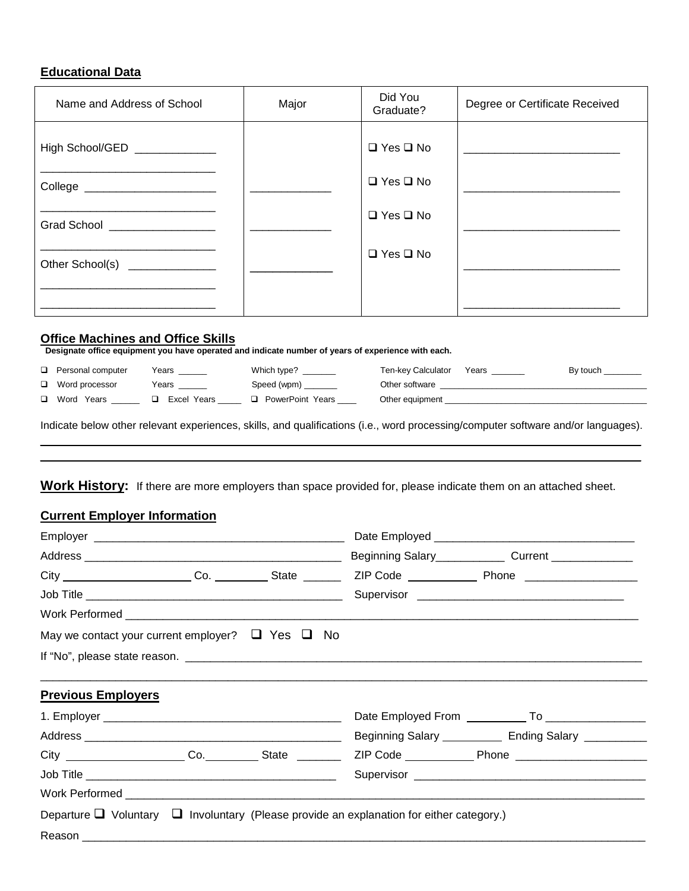## Educational Data

| Name and Address of School | Major | Did You Graduate? | Degree or Certificate Received |
|---|---|---|---|
| High School/GED _____________ | | ❑ Yes ❑ No | _________________________ |
| _____________________________ College _____________________ | _____________ | ❑ Yes ❑ No | _________________________ |
| _____________________________ Grad School _________________ | _____________ | ❑ Yes ❑ No | _________________________ |
| _____________________________ Other School(s) ______________ | _____________ | ❑ Yes ❑ No | _________________________ |
| _____________________________ _____________________________ | | | _________________________ |

## Office Machines and Office Skills

**Designate office equipment you have operated and indicate number of years of experience with each.**

❑ Personal computer Years ______ Which type? _______ Ten-key Calculator Years _______ By touch ________

❑ Word processor Years ______ Speed (wpm) _______ Other software ___________________________________________

❑ Word Years ______ ❑ Excel Years _____ ❑ PowerPoint Years ____ Other equipment ___________________________________________

Indicate below other relevant experiences, skills, and qualifications (i.e., word processing/computer software and/or languages).

_____________________________________________________________________________________________

_____________________________________________________________________________________________

## Work History: If there are more employers than space provided for, please indicate them on an attached sheet.

### Current Employer Information

Employer _________________________________________ Date Employed ________________________________

Address __________________________________________ Beginning Salary___________ Current _____________

City _____________________ Co. _________ State ______ ZIP Code ___________ Phone __________________

Job Title _________________________________________ Supervisor _________________________________

Work Performed ____________________________________________________________________________________

May we contact your current employer? ❑ Yes ❑ No

If "No", please state reason. ______________________________________________________________________

_____________________________________________________________________________________________

### Previous Employers

1. Employer ______________________________________ Date Employed From __________ To ________________

Address __________________________________________ Beginning Salary __________ Ending Salary __________

City ___________________ Co._________ State _______ ZIP Code ___________ Phone _____________________

Job Title ________________________________________ Supervisor ____________________________________

Work Performed _____________________________________________________________________________________

Departure ❑ Voluntary ❑ Involuntary (Please provide an explanation for either category.)

Reason ____________________________________________________________________________________________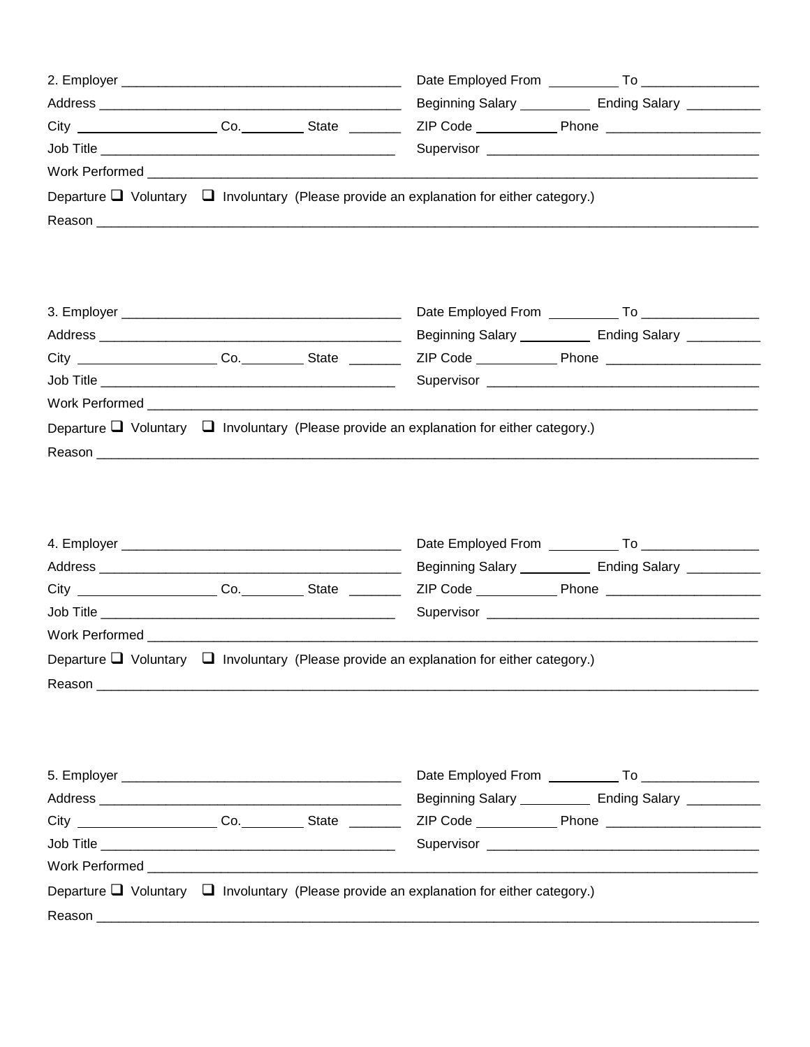2. Employer ______________________________________ Date Employed From _________ To _______________

Address __________________________________________ Beginning Salary _________ Ending Salary _________

City ___________________ Co.________ State _______ ZIP Code ___________ Phone ____________________

Job Title ________________________________________ Supervisor ____________________________________

Work Performed ______________________________________________________________________________

Departure ☐ Voluntary ☐ Involuntary (Please provide an explanation for either category.)

Reason ______________________________________________________________________________________

3. Employer ______________________________________ Date Employed From _________ To _______________

Address __________________________________________ Beginning Salary _________ Ending Salary _________

City ___________________ Co.________ State _______ ZIP Code ___________ Phone ____________________

Job Title ________________________________________ Supervisor ____________________________________

Work Performed ______________________________________________________________________________

Departure ☐ Voluntary ☐ Involuntary (Please provide an explanation for either category.)

Reason ______________________________________________________________________________________

4. Employer ______________________________________ Date Employed From _________ To _______________

Address __________________________________________ Beginning Salary _________ Ending Salary _________

City ___________________ Co.________ State _______ ZIP Code ___________ Phone ____________________

Job Title ________________________________________ Supervisor ____________________________________

Work Performed ______________________________________________________________________________

Departure ☐ Voluntary ☐ Involuntary (Please provide an explanation for either category.)

Reason ______________________________________________________________________________________

5. Employer ______________________________________ Date Employed From _________ To _______________

Address __________________________________________ Beginning Salary _________ Ending Salary _________

City ___________________ Co.________ State _______ ZIP Code ___________ Phone ____________________

Job Title ________________________________________ Supervisor ____________________________________

Work Performed ______________________________________________________________________________

Departure ☐ Voluntary ☐ Involuntary (Please provide an explanation for either category.)

Reason ______________________________________________________________________________________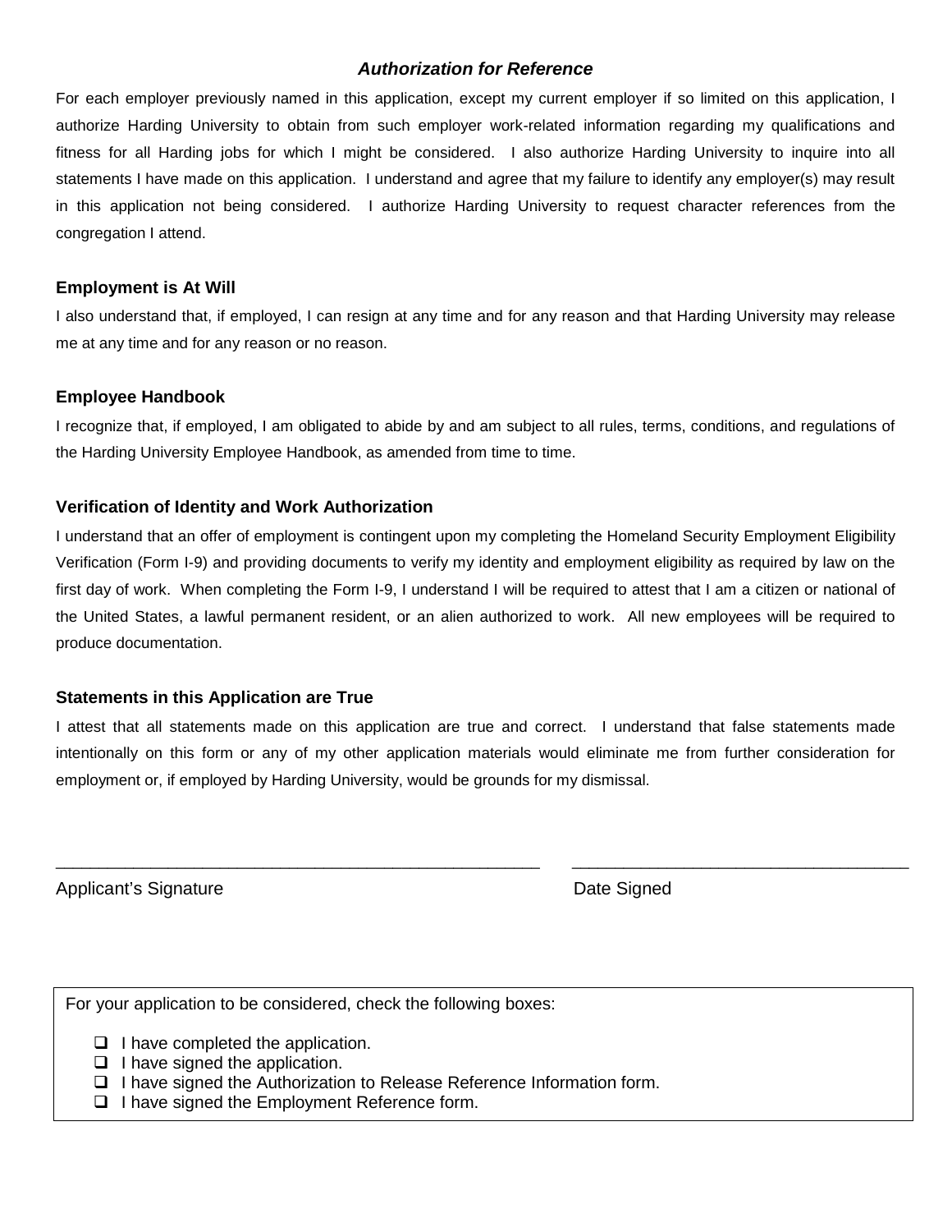## *Authorization for Reference*

For each employer previously named in this application, except my current employer if so limited on this application, I authorize Harding University to obtain from such employer work-related information regarding my qualifications and fitness for all Harding jobs for which I might be considered. I also authorize Harding University to inquire into all statements I have made on this application. I understand and agree that my failure to identify any employer(s) may result in this application not being considered. I authorize Harding University to request character references from the congregation I attend.

### Employment is At Will

I also understand that, if employed, I can resign at any time and for any reason and that Harding University may release me at any time and for any reason or no reason.

### Employee Handbook

I recognize that, if employed, I am obligated to abide by and am subject to all rules, terms, conditions, and regulations of the Harding University Employee Handbook, as amended from time to time.

### Verification of Identity and Work Authorization

I understand that an offer of employment is contingent upon my completing the Homeland Security Employment Eligibility Verification (Form I-9) and providing documents to verify my identity and employment eligibility as required by law on the first day of work. When completing the Form I-9, I understand I will be required to attest that I am a citizen or national of the United States, a lawful permanent resident, or an alien authorized to work. All new employees will be required to produce documentation.

### Statements in this Application are True

I attest that all statements made on this application are true and correct. I understand that false statements made intentionally on this form or any of my other application materials would eliminate me from further consideration for employment or, if employed by Harding University, would be grounds for my dismissal.

\_\_\_\_\_\_\_\_\_\_\_\_\_\_\_\_\_\_\_\_\_\_\_\_\_\_\_\_\_\_\_\_\_\_\_\_\_\_\_\_\_\_\_\_\_\_\_\_\_\_\_\_ \_\_\_\_\_\_\_\_\_\_\_\_\_\_\_\_\_\_\_\_\_\_\_\_\_\_\_\_\_\_\_\_\_\_\_\_\_\_

Applicant's Signature Date Signed

For your application to be considered, check the following boxes:

- ☐ I have completed the application.
- ☐ I have signed the application.
- ☐ I have signed the Authorization to Release Reference Information form.
- ☐ I have signed the Employment Reference form.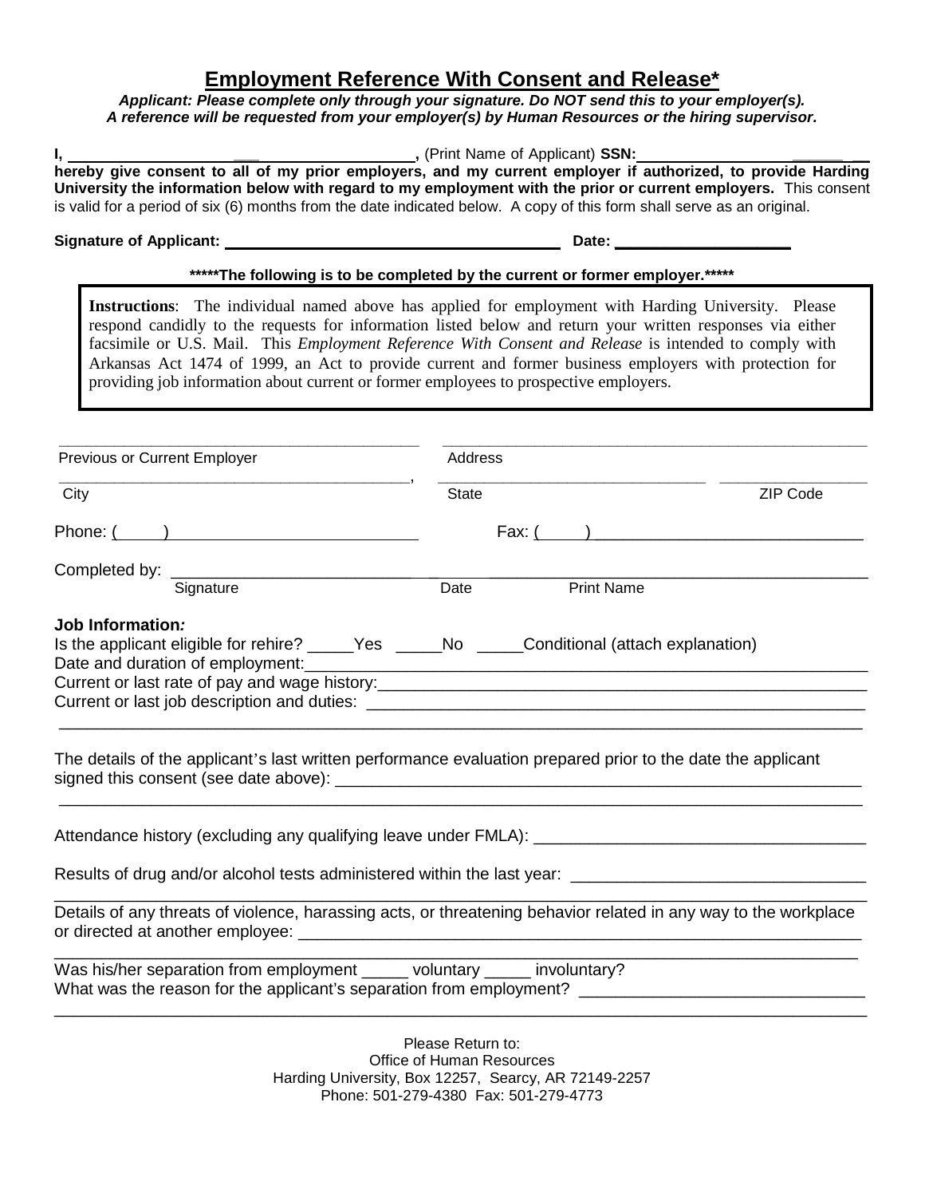## Employment Reference With Consent and Release*

***Applicant: Please complete only through your signature. Do NOT send this to your employer(s).***
***A reference will be requested from your employer(s) by Human Resources or the hiring supervisor.***

**I,** ______________________________________, (Print Name of Applicant) **SSN:**__________________________ **hereby give consent to all of my prior employers, and my current employer if authorized, to provide Harding University the information below with regard to my employment with the prior or current employers.** This consent is valid for a period of six (6) months from the date indicated below. A copy of this form shall serve as an original.

**Signature of Applicant:** ________________________________________ **Date:** ____________________

**\*\*\*\*\*The following is to be completed by the current or former employer.\*\*\*\*\***

> **Instructions**: The individual named above has applied for employment with Harding University. Please respond candidly to the requests for information listed below and return your written responses via either facsimile or U.S. Mail. This *Employment Reference With Consent and Release* is intended to comply with Arkansas Act 1474 of 1999, an Act to provide current and former business employers with protection for providing job information about current or former employees to prospective employers.

_____________________________________________ _____________________________________________
Previous or Current Employer                                        Address

_____________________________________________, _______________________________ ________________
City                                                                          State                                    ZIP Code

Phone: (_____) ____________________________ Fax: (_____) ____________________________

Completed by: ____________________________ ________ ____________________________
Signature                                        Date                Print Name

**Job Information*:***

Is the applicant eligible for rehire? _____Yes _____No _____Conditional (attach explanation)

Date and duration of employment:_________________________________________________________

Current or last rate of pay and wage history:________________________________________________

Current or last job description and duties: __________________________________________________

_____________________________________________________________________________________

The details of the applicant's last written performance evaluation prepared prior to the date the applicant signed this consent (see date above): ________________________________________________________

_____________________________________________________________________________________

Attendance history (excluding any qualifying leave under FMLA): ___________________________________

Results of drug and/or alcohol tests administered within the last year: ________________________________

_____________________________________________________________________________________

Details of any threats of violence, harassing acts, or threatening behavior related in any way to the workplace or directed at another employee: ______________________________________________________________

_____________________________________________________________________________________

Was his/her separation from employment _____ voluntary _____ involuntary?

What was the reason for the applicant's separation from employment? ______________________________

_____________________________________________________________________________________

Please Return to:
Office of Human Resources
Harding University, Box 12257, Searcy, AR 72149-2257
Phone: 501-279-4380 Fax: 501-279-4773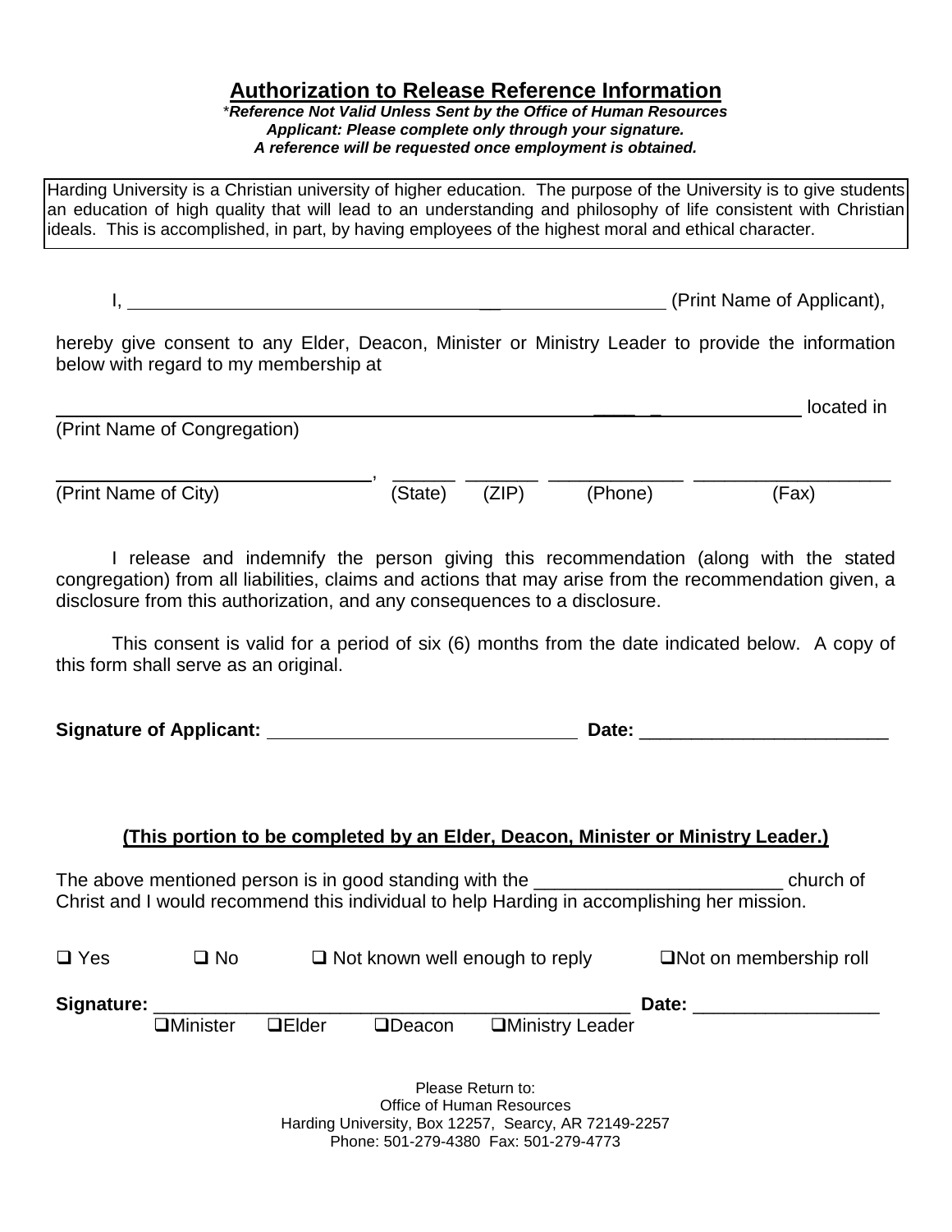## Authorization to Release Reference Information

*\*Reference Not Valid Unless Sent by the Office of Human Resources*
***Applicant: Please complete only through your signature.***
***A reference will be requested once employment is obtained.***

> Harding University is a Christian university of higher education. The purpose of the University is to give students an education of high quality that will lead to an understanding and philosophy of life consistent with Christian ideals. This is accomplished, in part, by having employees of the highest moral and ethical character.

I, ______________________________________________ (Print Name of Applicant),

hereby give consent to any Elder, Deacon, Minister or Ministry Leader to provide the information below with regard to my membership at

______________________________________________________________ located in
(Print Name of Congregation)

________________________________, ______ _______ _____________ ___________________
(Print Name of City) (State) (ZIP) (Phone) (Fax)

I release and indemnify the person giving this recommendation (along with the stated congregation) from all liabilities, claims and actions that may arise from the recommendation given, a disclosure from this authorization, and any consequences to a disclosure.

This consent is valid for a period of six (6) months from the date indicated below. A copy of this form shall serve as an original.

**Signature of Applicant:** ______________________________ **Date:** ________________________

**(This portion to be completed by an Elder, Deacon, Minister or Ministry Leader.)**

The above mentioned person is in good standing with the ________________________ church of Christ and I would recommend this individual to help Harding in accomplishing her mission.

❑ Yes ❑ No ❑ Not known well enough to reply ❑ Not on membership roll

**Signature:** ______________________________________________ **Date:** __________________
❑ Minister ❑ Elder ❑ Deacon ❑ Ministry Leader

Please Return to:
Office of Human Resources
Harding University, Box 12257, Searcy, AR 72149-2257
Phone: 501-279-4380 Fax: 501-279-4773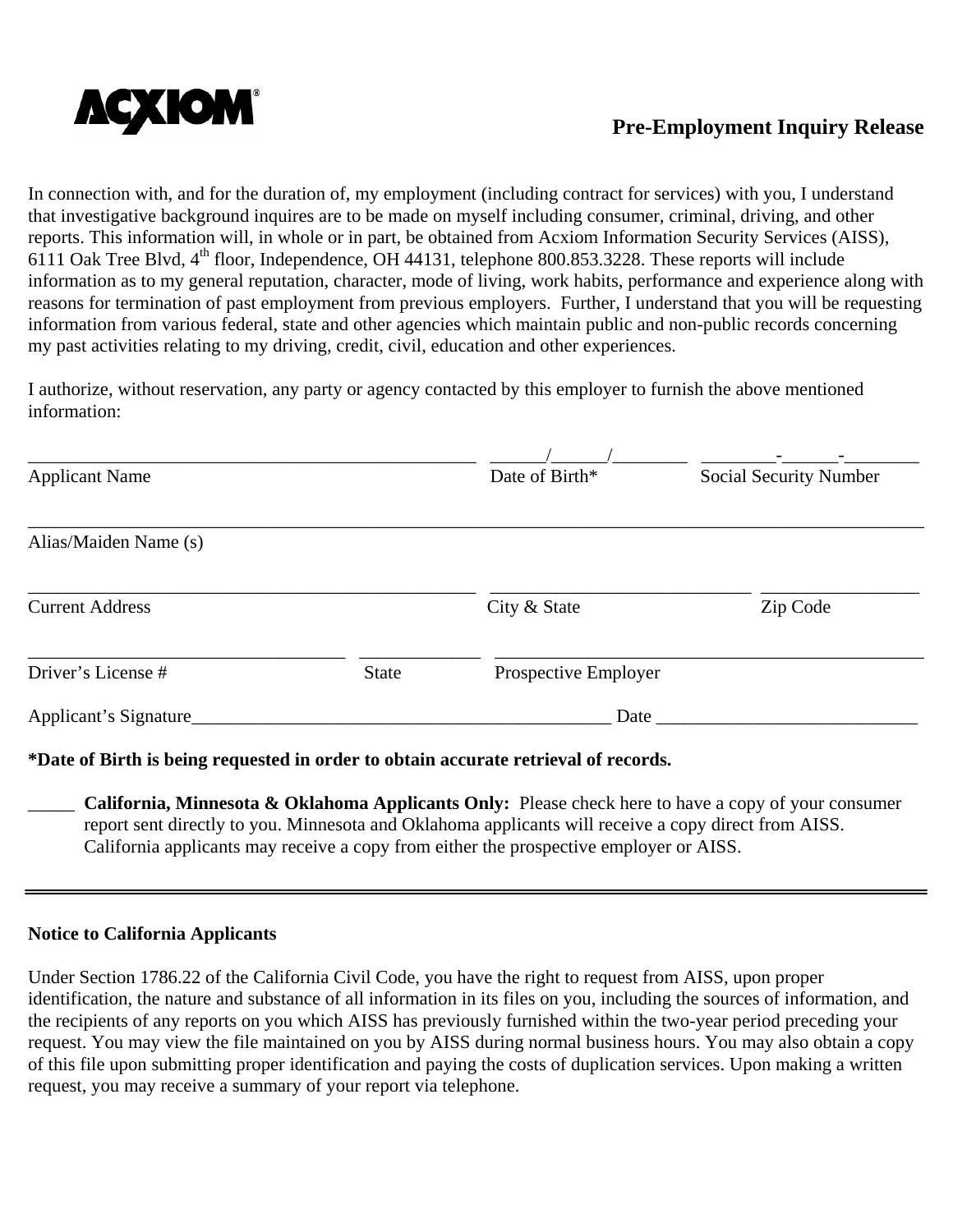ACXIOM®

## Pre-Employment Inquiry Release

In connection with, and for the duration of, my employment (including contract for services) with you, I understand that investigative background inquires are to be made on myself including consumer, criminal, driving, and other reports. This information will, in whole or in part, be obtained from Acxiom Information Security Services (AISS), 6111 Oak Tree Blvd, 4th floor, Independence, OH 44131, telephone 800.853.3228. These reports will include information as to my general reputation, character, mode of living, work habits, performance and experience along with reasons for termination of past employment from previous employers. Further, I understand that you will be requesting information from various federal, state and other agencies which maintain public and non-public records concerning my past activities relating to my driving, credit, civil, education and other experiences.

I authorize, without reservation, any party or agency contacted by this employer to furnish the above mentioned information:

__________________________________________________ ______/______/________ ________-______-________
Applicant Name Date of Birth* Social Security Number

____________________________________________________________________________________________________
Alias/Maiden Name (s)

__________________________________________________ ____________________________ ________________
Current Address City & State Zip Code

___________________________________ ____________ _______________________________________________
Driver's License # State Prospective Employer

Applicant's Signature______________________________________________ Date ____________________________

**\*Date of Birth is being requested in order to obtain accurate retrieval of records.**

_____ **California, Minnesota & Oklahoma Applicants Only:** Please check here to have a copy of your consumer report sent directly to you. Minnesota and Oklahoma applicants will receive a copy direct from AISS. California applicants may receive a copy from either the prospective employer or AISS.

---

**Notice to California Applicants**

Under Section 1786.22 of the California Civil Code, you have the right to request from AISS, upon proper identification, the nature and substance of all information in its files on you, including the sources of information, and the recipients of any reports on you which AISS has previously furnished within the two-year period preceding your request. You may view the file maintained on you by AISS during normal business hours. You may also obtain a copy of this file upon submitting proper identification and paying the costs of duplication services. Upon making a written request, you may receive a summary of your report via telephone.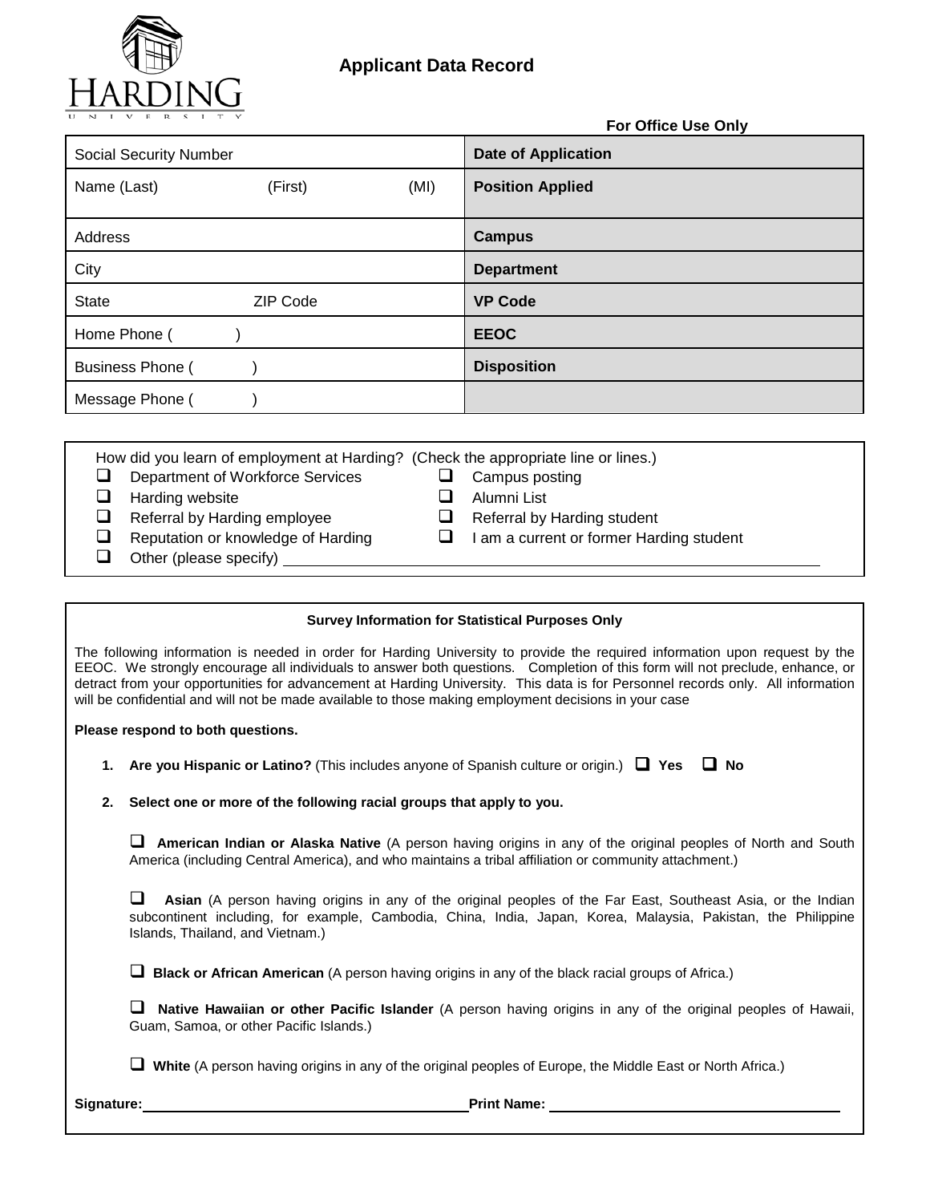HARDING UNIVERSITY

# Applicant Data Record

**For Office Use Only**

| | |
|---|---|
| Social Security Number | **Date of Application** |
| Name (Last) (First) (MI) | **Position Applied** |
| Address | **Campus** |
| City | **Department** |
| State ZIP Code | **VP Code** |
| Home Phone ( ) | **EEOC** |
| Business Phone ( ) | **Disposition** |
| Message Phone ( ) | |

How did you learn of employment at Harding? (Check the appropriate line or lines.)

- ☐ Department of Workforce Services
- ☐ Harding website
- ☐ Referral by Harding employee
- ☐ Reputation or knowledge of Harding
- ☐ Campus posting
- ☐ Alumni List
- ☐ Referral by Harding student
- ☐ I am a current or former Harding student
- ☐ Other (please specify) ____________________

**Survey Information for Statistical Purposes Only**

The following information is needed in order for Harding University to provide the required information upon request by the EEOC. We strongly encourage all individuals to answer both questions. Completion of this form will not preclude, enhance, or detract from your opportunities for advancement at Harding University. This data is for Personnel records only. All information will be confidential and will not be made available to those making employment decisions in your case

**Please respond to both questions.**

1. **Are you Hispanic or Latino?** (This includes anyone of Spanish culture or origin.) ☐ **Yes** ☐ **No**

2. **Select one or more of the following racial groups that apply to you.**

   ☐ **American Indian or Alaska Native** (A person having origins in any of the original peoples of North and South America (including Central America), and who maintains a tribal affiliation or community attachment.)

   ☐ **Asian** (A person having origins in any of the original peoples of the Far East, Southeast Asia, or the Indian subcontinent including, for example, Cambodia, China, India, Japan, Korea, Malaysia, Pakistan, the Philippine Islands, Thailand, and Vietnam.)

   ☐ **Black or African American** (A person having origins in any of the black racial groups of Africa.)

   ☐ **Native Hawaiian or other Pacific Islander** (A person having origins in any of the original peoples of Hawaii, Guam, Samoa, or other Pacific Islands.)

   ☐ **White** (A person having origins in any of the original peoples of Europe, the Middle East or North Africa.)

**Signature:** ____________________ **Print Name:** ____________________